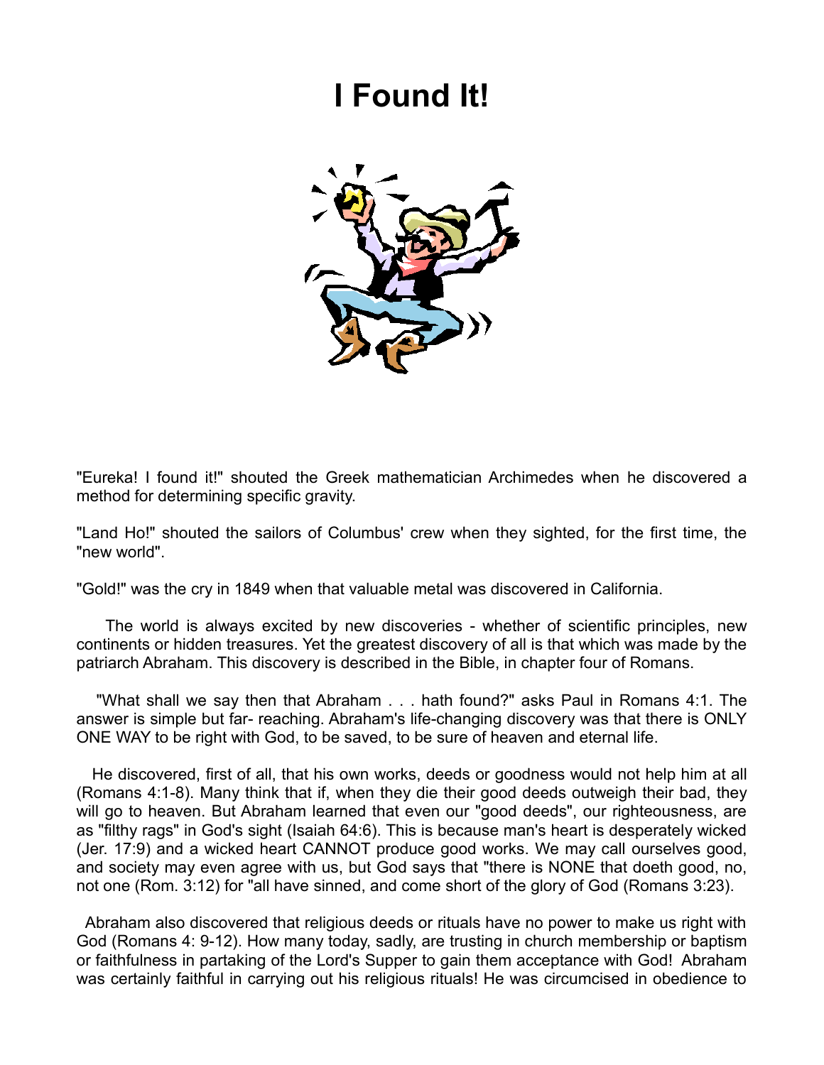# I Found It!

"Eureka! I found it!" shouted the Greek mathematician Archimedes when he discovered a method for determining specific gravity.

"Land Ho!" shouted the sailors of Columbus' crew when they sighted, for the first time, the "new world".

"Gold!" was the cry in 1849 when that valuable metal was discovered in California.

The world is always excited by new discoveries - whether of scientific principles, new continents or hidden treasures. Yet the greatest discovery of all is that which was made by the patriarch Abraham. This discovery is described in the Bible, in chapter four of Romans.

"What shall we say then that Abraham . . . hath found?" asks Paul in Romans 4:1. The answer is simple but far- reaching. Abraham's life-changing discovery was that there is ONLY ONE WAY to be right with God, to be saved, to be sure of heaven and eternal life.

He discovered, first of all, that his own works, deeds or goodness would not help him at all (Romans 4:1-8). Many think that if, when they die their good deeds outweigh their bad, they will go to heaven. But Abraham learned that even our "good deeds", our righteousness, are as "filthy rags" in God's sight (Isaiah 64:6). This is because man's heart is desperately wicked (Jer. 17:9) and a wicked heart CANNOT produce good works. We may call ourselves good, and society may even agree with us, but God says that "there is NONE that doeth good, no, not one (Rom. 3:12) for "all have sinned, and come short of the glory of God (Romans 3:23).

Abraham also discovered that religious deeds or rituals have no power to make us right with God (Romans 4: 9-12). How many today, sadly, are trusting in church membership or baptism or faithfulness in partaking of the Lord's Supper to gain them acceptance with God! Abraham was certainly faithful in carrying out his religious rituals! He was circumcised in obedience to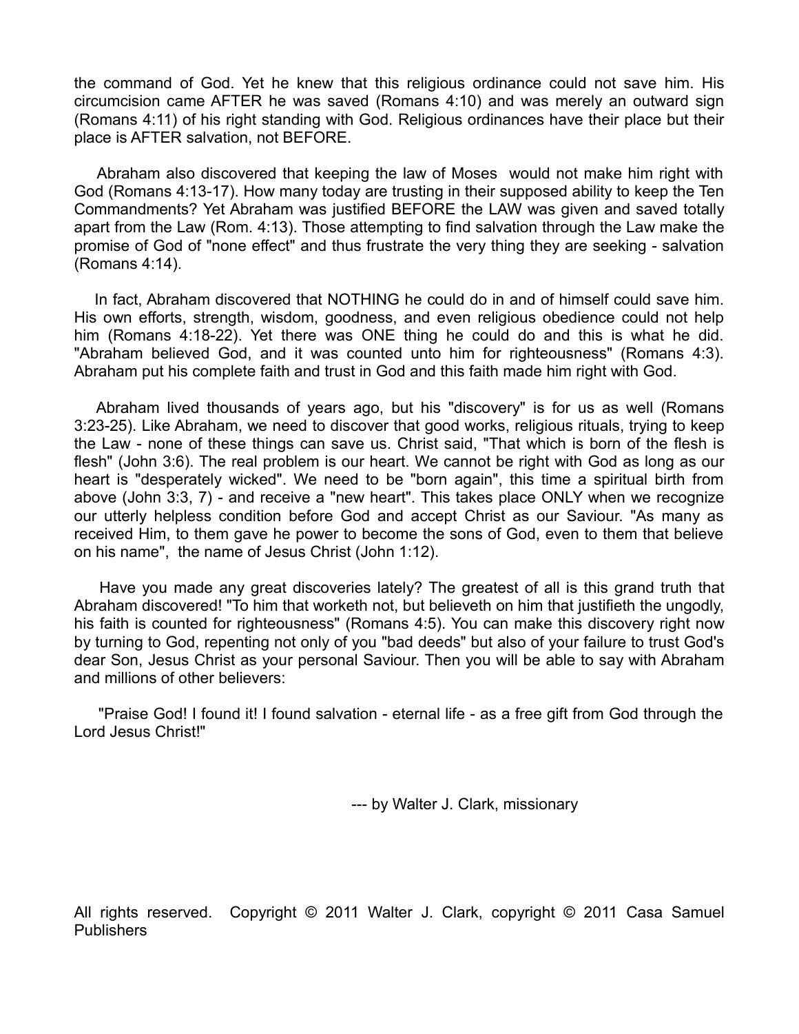the command of God. Yet he knew that this religious ordinance could not save him. His circumcision came AFTER he was saved (Romans 4:10) and was merely an outward sign (Romans 4:11) of his right standing with God. Religious ordinances have their place but their place is AFTER salvation, not BEFORE.

Abraham also discovered that keeping the law of Moses would not make him right with God (Romans 4:13-17). How many today are trusting in their supposed ability to keep the Ten Commandments? Yet Abraham was justified BEFORE the LAW was given and saved totally apart from the Law (Rom. 4:13). Those attempting to find salvation through the Law make the promise of God of "none effect" and thus frustrate the very thing they are seeking - salvation (Romans 4:14).

In fact, Abraham discovered that NOTHING he could do in and of himself could save him. His own efforts, strength, wisdom, goodness, and even religious obedience could not help him (Romans 4:18-22). Yet there was ONE thing he could do and this is what he did. "Abraham believed God, and it was counted unto him for righteousness" (Romans 4:3). Abraham put his complete faith and trust in God and this faith made him right with God.

Abraham lived thousands of years ago, but his "discovery" is for us as well (Romans 3:23-25). Like Abraham, we need to discover that good works, religious rituals, trying to keep the Law - none of these things can save us. Christ said, "That which is born of the flesh is flesh" (John 3:6). The real problem is our heart. We cannot be right with God as long as our heart is "desperately wicked". We need to be "born again", this time a spiritual birth from above (John 3:3, 7) - and receive a "new heart". This takes place ONLY when we recognize our utterly helpless condition before God and accept Christ as our Saviour. "As many as received Him, to them gave he power to become the sons of God, even to them that believe on his name", the name of Jesus Christ (John 1:12).

Have you made any great discoveries lately? The greatest of all is this grand truth that Abraham discovered! "To him that worketh not, but believeth on him that justifieth the ungodly, his faith is counted for righteousness" (Romans 4:5). You can make this discovery right now by turning to God, repenting not only of you "bad deeds" but also of your failure to trust God's dear Son, Jesus Christ as your personal Saviour. Then you will be able to say with Abraham and millions of other believers:

"Praise God! I found it! I found salvation - eternal life - as a free gift from God through the Lord Jesus Christ!"

--- by Walter J. Clark, missionary

All rights reserved. Copyright © 2011 Walter J. Clark, copyright © 2011 Casa Samuel Publishers